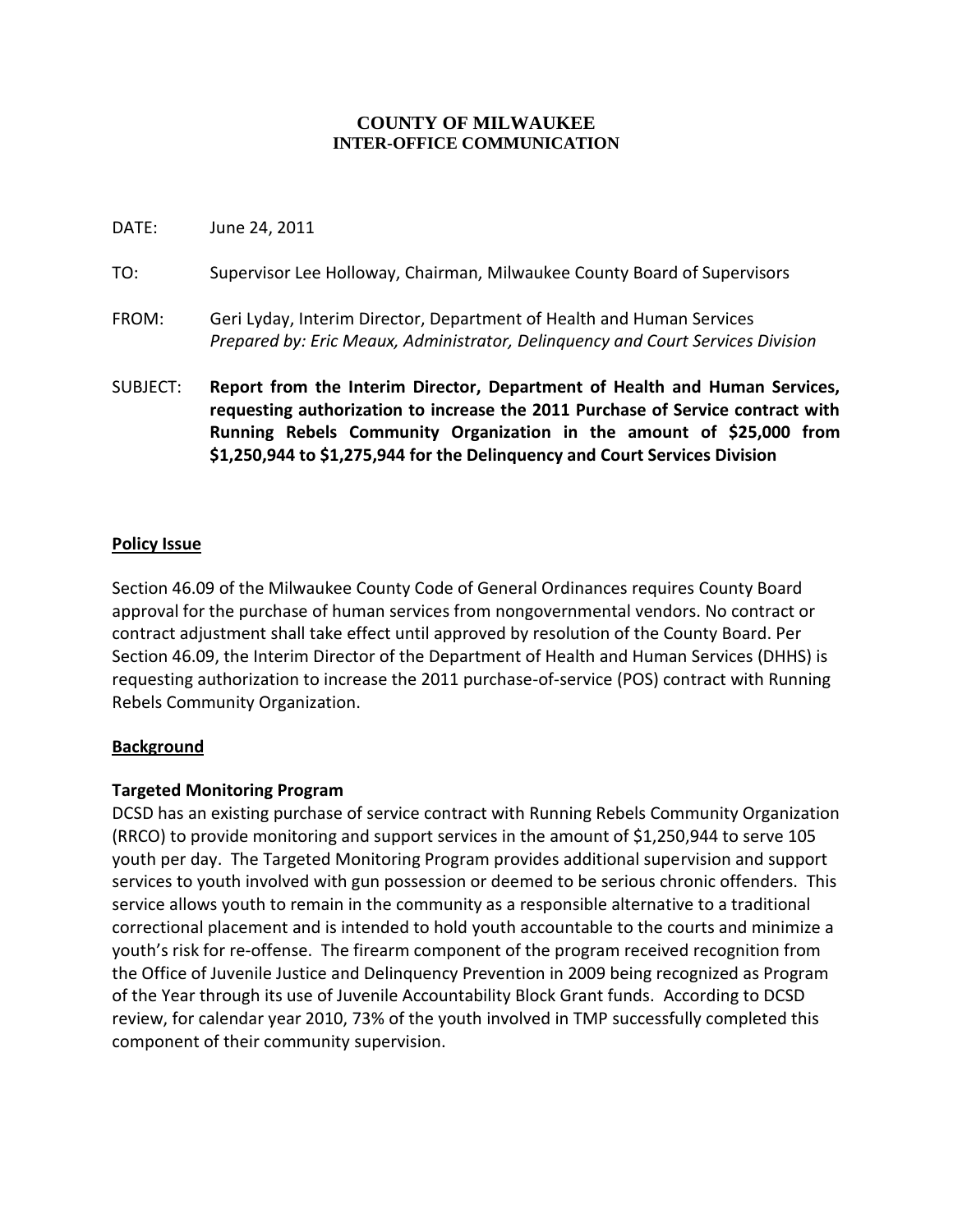**COUNTY OF MILWAUKEE**
**INTER-OFFICE COMMUNICATION**

DATE: June 24, 2011

TO: Supervisor Lee Holloway, Chairman, Milwaukee County Board of Supervisors

FROM: Geri Lyday, Interim Director, Department of Health and Human Services
*Prepared by: Eric Meaux, Administrator, Delinquency and Court Services Division*

SUBJECT: **Report from the Interim Director, Department of Health and Human Services, requesting authorization to increase the 2011 Purchase of Service contract with Running Rebels Community Organization in the amount of $25,000 from $1,250,944 to $1,275,944 for the Delinquency and Court Services Division**

## Policy Issue

Section 46.09 of the Milwaukee County Code of General Ordinances requires County Board approval for the purchase of human services from nongovernmental vendors. No contract or contract adjustment shall take effect until approved by resolution of the County Board. Per Section 46.09, the Interim Director of the Department of Health and Human Services (DHHS) is requesting authorization to increase the 2011 purchase-of-service (POS) contract with Running Rebels Community Organization.

## Background

### Targeted Monitoring Program

DCSD has an existing purchase of service contract with Running Rebels Community Organization (RRCO) to provide monitoring and support services in the amount of $1,250,944 to serve 105 youth per day. The Targeted Monitoring Program provides additional supervision and support services to youth involved with gun possession or deemed to be serious chronic offenders. This service allows youth to remain in the community as a responsible alternative to a traditional correctional placement and is intended to hold youth accountable to the courts and minimize a youth's risk for re-offense. The firearm component of the program received recognition from the Office of Juvenile Justice and Delinquency Prevention in 2009 being recognized as Program of the Year through its use of Juvenile Accountability Block Grant funds. According to DCSD review, for calendar year 2010, 73% of the youth involved in TMP successfully completed this component of their community supervision.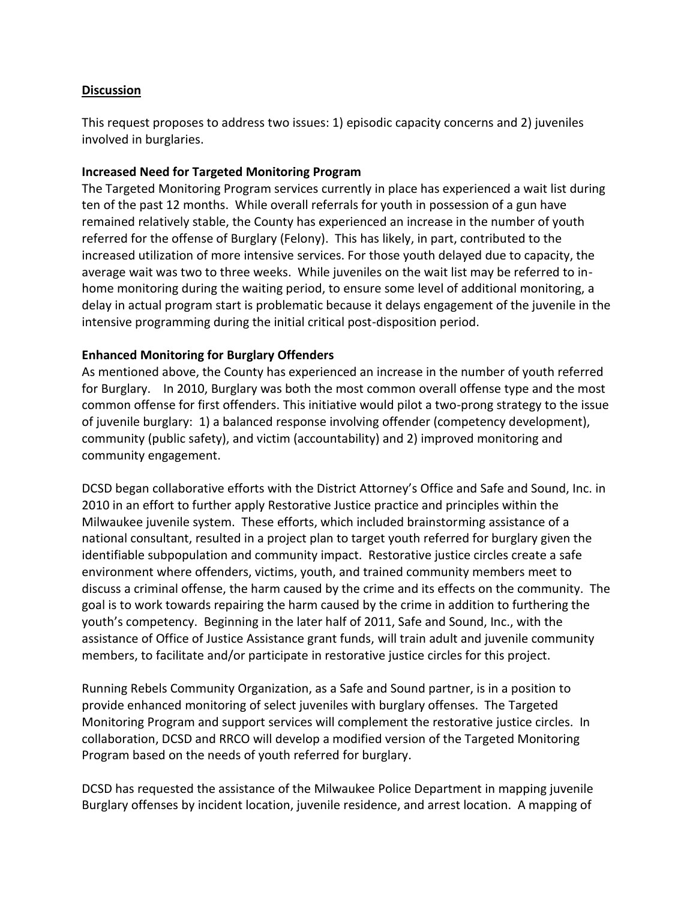## **Discussion**

This request proposes to address two issues: 1) episodic capacity concerns and 2) juveniles involved in burglaries.

**Increased Need for Targeted Monitoring Program**

The Targeted Monitoring Program services currently in place has experienced a wait list during ten of the past 12 months. While overall referrals for youth in possession of a gun have remained relatively stable, the County has experienced an increase in the number of youth referred for the offense of Burglary (Felony). This has likely, in part, contributed to the increased utilization of more intensive services. For those youth delayed due to capacity, the average wait was two to three weeks. While juveniles on the wait list may be referred to in-home monitoring during the waiting period, to ensure some level of additional monitoring, a delay in actual program start is problematic because it delays engagement of the juvenile in the intensive programming during the initial critical post-disposition period.

**Enhanced Monitoring for Burglary Offenders**

As mentioned above, the County has experienced an increase in the number of youth referred for Burglary. In 2010, Burglary was both the most common overall offense type and the most common offense for first offenders. This initiative would pilot a two-prong strategy to the issue of juvenile burglary: 1) a balanced response involving offender (competency development), community (public safety), and victim (accountability) and 2) improved monitoring and community engagement.

DCSD began collaborative efforts with the District Attorney's Office and Safe and Sound, Inc. in 2010 in an effort to further apply Restorative Justice practice and principles within the Milwaukee juvenile system. These efforts, which included brainstorming assistance of a national consultant, resulted in a project plan to target youth referred for burglary given the identifiable subpopulation and community impact. Restorative justice circles create a safe environment where offenders, victims, youth, and trained community members meet to discuss a criminal offense, the harm caused by the crime and its effects on the community. The goal is to work towards repairing the harm caused by the crime in addition to furthering the youth's competency. Beginning in the later half of 2011, Safe and Sound, Inc., with the assistance of Office of Justice Assistance grant funds, will train adult and juvenile community members, to facilitate and/or participate in restorative justice circles for this project.

Running Rebels Community Organization, as a Safe and Sound partner, is in a position to provide enhanced monitoring of select juveniles with burglary offenses. The Targeted Monitoring Program and support services will complement the restorative justice circles. In collaboration, DCSD and RRCO will develop a modified version of the Targeted Monitoring Program based on the needs of youth referred for burglary.

DCSD has requested the assistance of the Milwaukee Police Department in mapping juvenile Burglary offenses by incident location, juvenile residence, and arrest location. A mapping of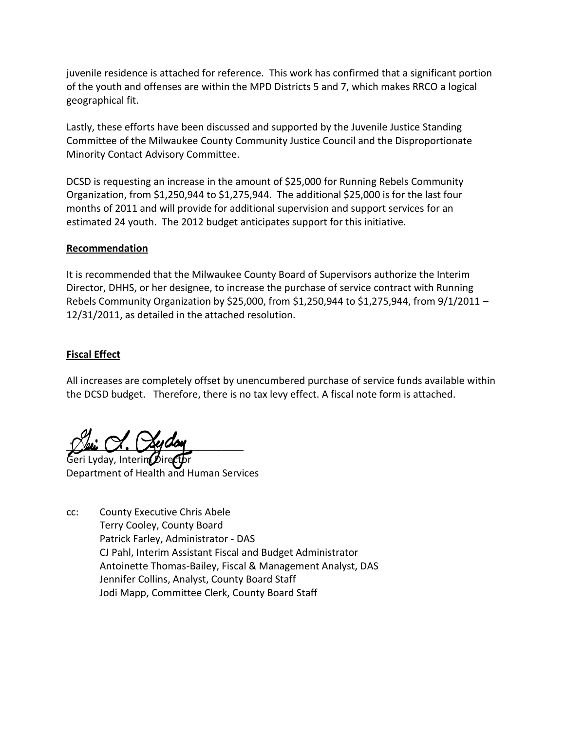juvenile residence is attached for reference. This work has confirmed that a significant portion of the youth and offenses are within the MPD Districts 5 and 7, which makes RRCO a logical geographical fit.

Lastly, these efforts have been discussed and supported by the Juvenile Justice Standing Committee of the Milwaukee County Community Justice Council and the Disproportionate Minority Contact Advisory Committee.

DCSD is requesting an increase in the amount of $25,000 for Running Rebels Community Organization, from $1,250,944 to $1,275,944. The additional $25,000 is for the last four months of 2011 and will provide for additional supervision and support services for an estimated 24 youth. The 2012 budget anticipates support for this initiative.

**Recommendation**

It is recommended that the Milwaukee County Board of Supervisors authorize the Interim Director, DHHS, or her designee, to increase the purchase of service contract with Running Rebels Community Organization by $25,000, from $1,250,944 to $1,275,944, from 9/1/2011 – 12/31/2011, as detailed in the attached resolution.

**Fiscal Effect**

All increases are completely offset by unencumbered purchase of service funds available within the DCSD budget. Therefore, there is no tax levy effect. A fiscal note form is attached.

Geri L. Lyday

Geri Lyday, Interim Director
Department of Health and Human Services

cc: County Executive Chris Abele
Terry Cooley, County Board
Patrick Farley, Administrator - DAS
CJ Pahl, Interim Assistant Fiscal and Budget Administrator
Antoinette Thomas-Bailey, Fiscal & Management Analyst, DAS
Jennifer Collins, Analyst, County Board Staff
Jodi Mapp, Committee Clerk, County Board Staff